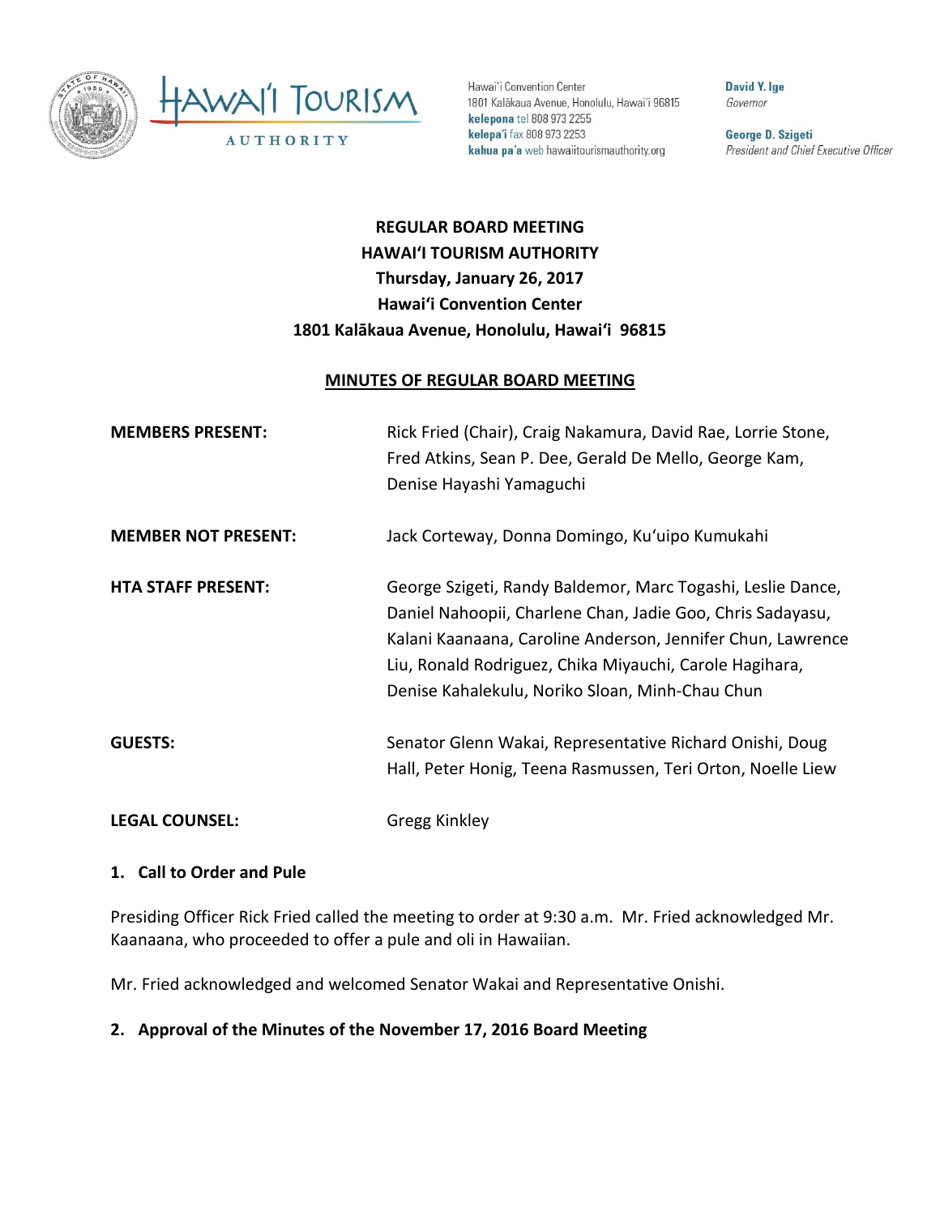Hawai'i Convention Center
1801 Kalākaua Avenue, Honolulu, Hawai'i 96815
**kelepona** tel 808 973 2255
**kelepa'i** fax 808 973 2253
**kahua pa'a** web hawaiitourismauthority.org

**David Y. Ige**
*Governor*

**George D. Szigeti**
*President and Chief Executive Officer*

# REGULAR BOARD MEETING
# HAWAIʻI TOURISM AUTHORITY
# Thursday, January 26, 2017
# Hawaiʻi Convention Center
# 1801 Kalākaua Avenue, Honolulu, Hawaiʻi 96815

## MINUTES OF REGULAR BOARD MEETING

**MEMBERS PRESENT:** Rick Fried (Chair), Craig Nakamura, David Rae, Lorrie Stone, Fred Atkins, Sean P. Dee, Gerald De Mello, George Kam, Denise Hayashi Yamaguchi

**MEMBER NOT PRESENT:** Jack Corteway, Donna Domingo, Kuʻuipo Kumukahi

**HTA STAFF PRESENT:** George Szigeti, Randy Baldemor, Marc Togashi, Leslie Dance, Daniel Nahoopii, Charlene Chan, Jadie Goo, Chris Sadayasu, Kalani Kaanaana, Caroline Anderson, Jennifer Chun, Lawrence Liu, Ronald Rodriguez, Chika Miyauchi, Carole Hagihara, Denise Kahalekulu, Noriko Sloan, Minh-Chau Chun

**GUESTS:** Senator Glenn Wakai, Representative Richard Onishi, Doug Hall, Peter Honig, Teena Rasmussen, Teri Orton, Noelle Liew

**LEGAL COUNSEL:** Gregg Kinkley

### 1. Call to Order and Pule

Presiding Officer Rick Fried called the meeting to order at 9:30 a.m. Mr. Fried acknowledged Mr. Kaanaana, who proceeded to offer a pule and oli in Hawaiian.

Mr. Fried acknowledged and welcomed Senator Wakai and Representative Onishi.

### 2. Approval of the Minutes of the November 17, 2016 Board Meeting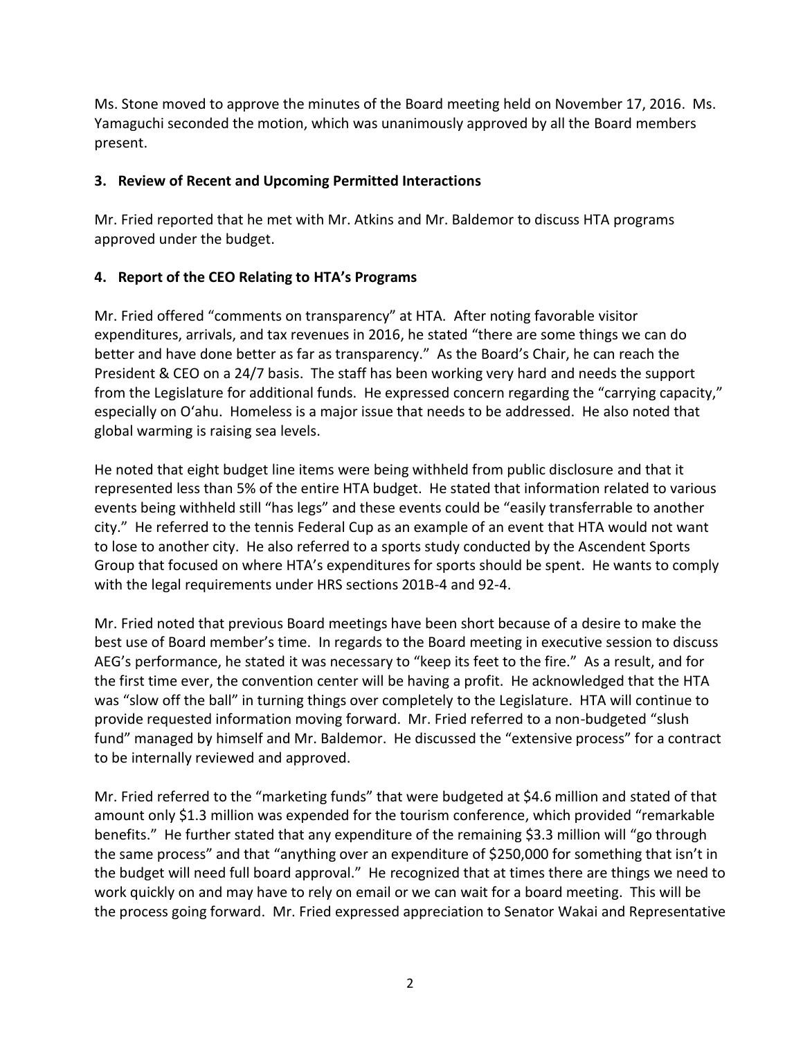Ms. Stone moved to approve the minutes of the Board meeting held on November 17, 2016. Ms. Yamaguchi seconded the motion, which was unanimously approved by all the Board members present.

### 3. Review of Recent and Upcoming Permitted Interactions

Mr. Fried reported that he met with Mr. Atkins and Mr. Baldemor to discuss HTA programs approved under the budget.

### 4. Report of the CEO Relating to HTA's Programs

Mr. Fried offered "comments on transparency" at HTA. After noting favorable visitor expenditures, arrivals, and tax revenues in 2016, he stated "there are some things we can do better and have done better as far as transparency." As the Board's Chair, he can reach the President & CEO on a 24/7 basis. The staff has been working very hard and needs the support from the Legislature for additional funds. He expressed concern regarding the "carrying capacity," especially on O'ahu. Homeless is a major issue that needs to be addressed. He also noted that global warming is raising sea levels.

He noted that eight budget line items were being withheld from public disclosure and that it represented less than 5% of the entire HTA budget. He stated that information related to various events being withheld still "has legs" and these events could be "easily transferrable to another city." He referred to the tennis Federal Cup as an example of an event that HTA would not want to lose to another city. He also referred to a sports study conducted by the Ascendent Sports Group that focused on where HTA's expenditures for sports should be spent. He wants to comply with the legal requirements under HRS sections 201B-4 and 92-4.

Mr. Fried noted that previous Board meetings have been short because of a desire to make the best use of Board member's time. In regards to the Board meeting in executive session to discuss AEG's performance, he stated it was necessary to "keep its feet to the fire." As a result, and for the first time ever, the convention center will be having a profit. He acknowledged that the HTA was "slow off the ball" in turning things over completely to the Legislature. HTA will continue to provide requested information moving forward. Mr. Fried referred to a non-budgeted "slush fund" managed by himself and Mr. Baldemor. He discussed the "extensive process" for a contract to be internally reviewed and approved.

Mr. Fried referred to the "marketing funds" that were budgeted at $4.6 million and stated of that amount only $1.3 million was expended for the tourism conference, which provided "remarkable benefits." He further stated that any expenditure of the remaining $3.3 million will "go through the same process" and that "anything over an expenditure of $250,000 for something that isn't in the budget will need full board approval." He recognized that at times there are things we need to work quickly on and may have to rely on email or we can wait for a board meeting. This will be the process going forward. Mr. Fried expressed appreciation to Senator Wakai and Representative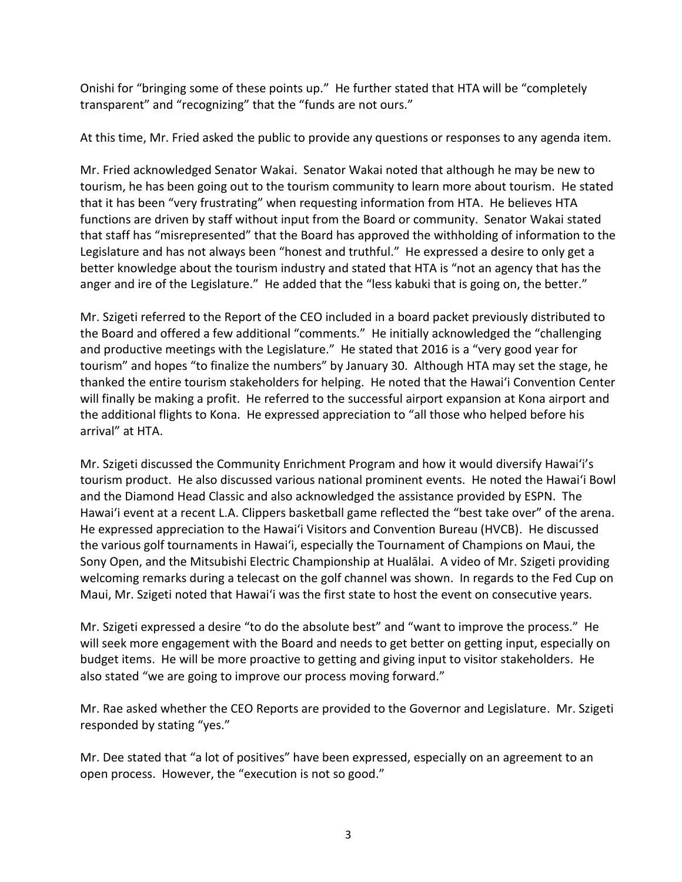Onishi for "bringing some of these points up." He further stated that HTA will be "completely transparent" and "recognizing" that the "funds are not ours."

At this time, Mr. Fried asked the public to provide any questions or responses to any agenda item.

Mr. Fried acknowledged Senator Wakai. Senator Wakai noted that although he may be new to tourism, he has been going out to the tourism community to learn more about tourism. He stated that it has been "very frustrating" when requesting information from HTA. He believes HTA functions are driven by staff without input from the Board or community. Senator Wakai stated that staff has "misrepresented" that the Board has approved the withholding of information to the Legislature and has not always been "honest and truthful." He expressed a desire to only get a better knowledge about the tourism industry and stated that HTA is "not an agency that has the anger and ire of the Legislature." He added that the "less kabuki that is going on, the better."

Mr. Szigeti referred to the Report of the CEO included in a board packet previously distributed to the Board and offered a few additional "comments." He initially acknowledged the "challenging and productive meetings with the Legislature." He stated that 2016 is a "very good year for tourism" and hopes "to finalize the numbers" by January 30. Although HTA may set the stage, he thanked the entire tourism stakeholders for helping. He noted that the Hawaiʻi Convention Center will finally be making a profit. He referred to the successful airport expansion at Kona airport and the additional flights to Kona. He expressed appreciation to "all those who helped before his arrival" at HTA.

Mr. Szigeti discussed the Community Enrichment Program and how it would diversify Hawaiʻi's tourism product. He also discussed various national prominent events. He noted the Hawaiʻi Bowl and the Diamond Head Classic and also acknowledged the assistance provided by ESPN. The Hawaiʻi event at a recent L.A. Clippers basketball game reflected the "best take over" of the arena. He expressed appreciation to the Hawaiʻi Visitors and Convention Bureau (HVCB). He discussed the various golf tournaments in Hawaiʻi, especially the Tournament of Champions on Maui, the Sony Open, and the Mitsubishi Electric Championship at Hualālai. A video of Mr. Szigeti providing welcoming remarks during a telecast on the golf channel was shown. In regards to the Fed Cup on Maui, Mr. Szigeti noted that Hawaiʻi was the first state to host the event on consecutive years.

Mr. Szigeti expressed a desire "to do the absolute best" and "want to improve the process." He will seek more engagement with the Board and needs to get better on getting input, especially on budget items. He will be more proactive to getting and giving input to visitor stakeholders. He also stated "we are going to improve our process moving forward."

Mr. Rae asked whether the CEO Reports are provided to the Governor and Legislature. Mr. Szigeti responded by stating "yes."

Mr. Dee stated that "a lot of positives" have been expressed, especially on an agreement to an open process. However, the "execution is not so good."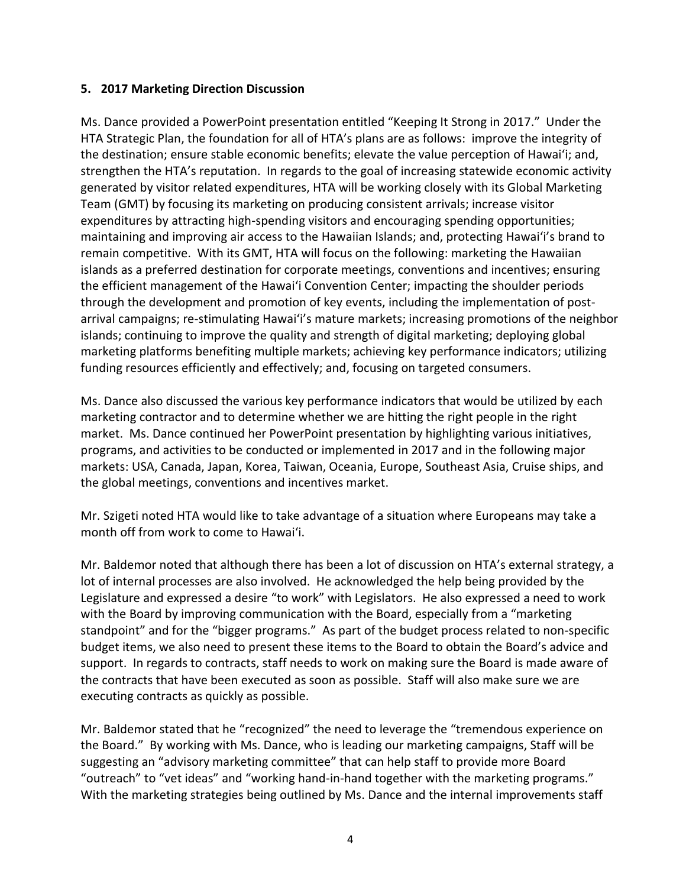**5. 2017 Marketing Direction Discussion**

Ms. Dance provided a PowerPoint presentation entitled "Keeping It Strong in 2017." Under the HTA Strategic Plan, the foundation for all of HTA's plans are as follows: improve the integrity of the destination; ensure stable economic benefits; elevate the value perception of Hawai'i; and, strengthen the HTA's reputation. In regards to the goal of increasing statewide economic activity generated by visitor related expenditures, HTA will be working closely with its Global Marketing Team (GMT) by focusing its marketing on producing consistent arrivals; increase visitor expenditures by attracting high-spending visitors and encouraging spending opportunities; maintaining and improving air access to the Hawaiian Islands; and, protecting Hawai'i's brand to remain competitive. With its GMT, HTA will focus on the following: marketing the Hawaiian islands as a preferred destination for corporate meetings, conventions and incentives; ensuring the efficient management of the Hawai'i Convention Center; impacting the shoulder periods through the development and promotion of key events, including the implementation of post-arrival campaigns; re-stimulating Hawai'i's mature markets; increasing promotions of the neighbor islands; continuing to improve the quality and strength of digital marketing; deploying global marketing platforms benefiting multiple markets; achieving key performance indicators; utilizing funding resources efficiently and effectively; and, focusing on targeted consumers.

Ms. Dance also discussed the various key performance indicators that would be utilized by each marketing contractor and to determine whether we are hitting the right people in the right market. Ms. Dance continued her PowerPoint presentation by highlighting various initiatives, programs, and activities to be conducted or implemented in 2017 and in the following major markets: USA, Canada, Japan, Korea, Taiwan, Oceania, Europe, Southeast Asia, Cruise ships, and the global meetings, conventions and incentives market.

Mr. Szigeti noted HTA would like to take advantage of a situation where Europeans may take a month off from work to come to Hawai'i.

Mr. Baldemor noted that although there has been a lot of discussion on HTA's external strategy, a lot of internal processes are also involved. He acknowledged the help being provided by the Legislature and expressed a desire "to work" with Legislators. He also expressed a need to work with the Board by improving communication with the Board, especially from a "marketing standpoint" and for the "bigger programs." As part of the budget process related to non-specific budget items, we also need to present these items to the Board to obtain the Board's advice and support. In regards to contracts, staff needs to work on making sure the Board is made aware of the contracts that have been executed as soon as possible. Staff will also make sure we are executing contracts as quickly as possible.

Mr. Baldemor stated that he "recognized" the need to leverage the "tremendous experience on the Board." By working with Ms. Dance, who is leading our marketing campaigns, Staff will be suggesting an "advisory marketing committee" that can help staff to provide more Board "outreach" to "vet ideas" and "working hand-in-hand together with the marketing programs." With the marketing strategies being outlined by Ms. Dance and the internal improvements staff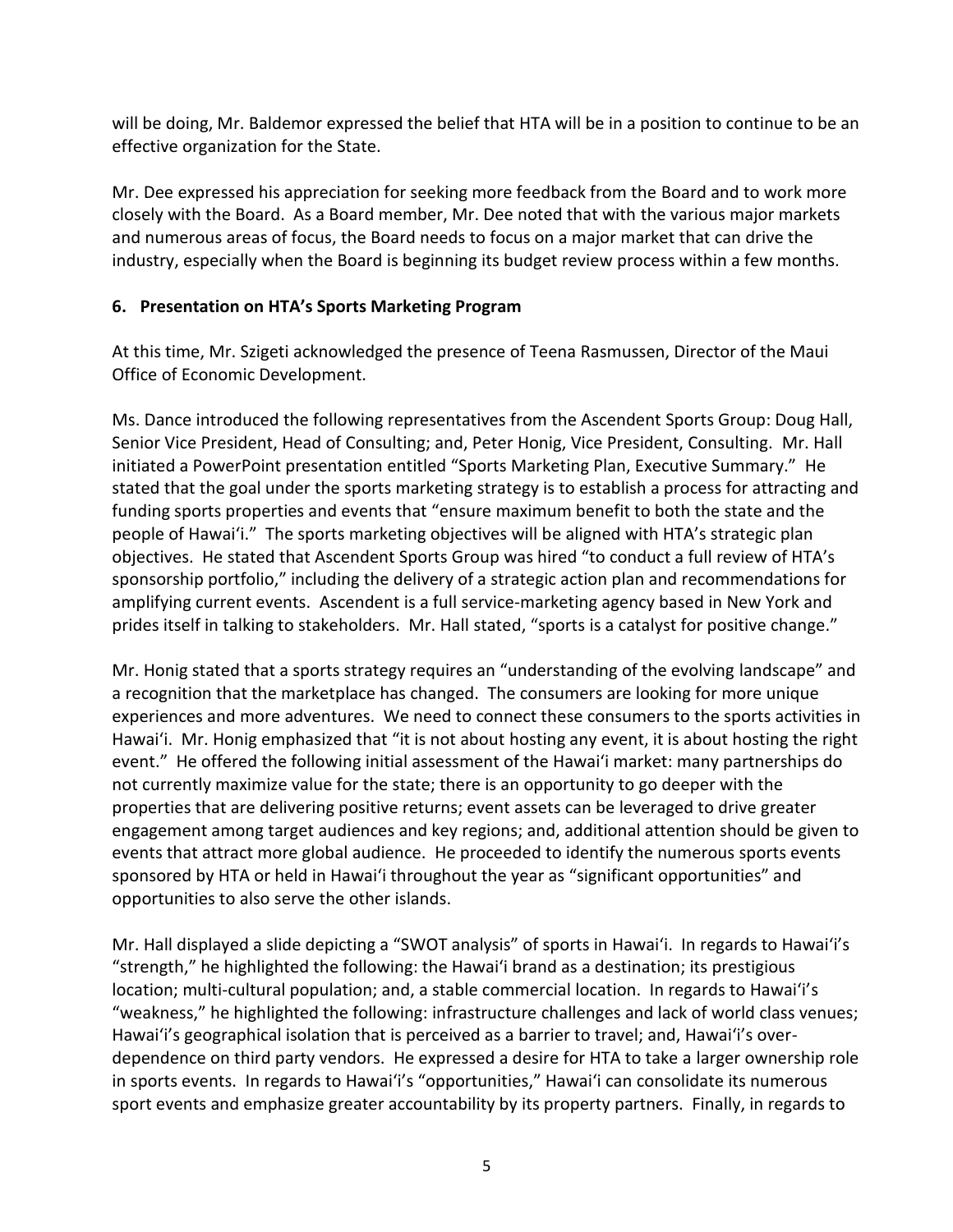will be doing, Mr. Baldemor expressed the belief that HTA will be in a position to continue to be an effective organization for the State.

Mr. Dee expressed his appreciation for seeking more feedback from the Board and to work more closely with the Board. As a Board member, Mr. Dee noted that with the various major markets and numerous areas of focus, the Board needs to focus on a major market that can drive the industry, especially when the Board is beginning its budget review process within a few months.

## 6. Presentation on HTA's Sports Marketing Program

At this time, Mr. Szigeti acknowledged the presence of Teena Rasmussen, Director of the Maui Office of Economic Development.

Ms. Dance introduced the following representatives from the Ascendent Sports Group: Doug Hall, Senior Vice President, Head of Consulting; and, Peter Honig, Vice President, Consulting. Mr. Hall initiated a PowerPoint presentation entitled "Sports Marketing Plan, Executive Summary." He stated that the goal under the sports marketing strategy is to establish a process for attracting and funding sports properties and events that "ensure maximum benefit to both the state and the people of Hawai'i." The sports marketing objectives will be aligned with HTA's strategic plan objectives. He stated that Ascendent Sports Group was hired "to conduct a full review of HTA's sponsorship portfolio," including the delivery of a strategic action plan and recommendations for amplifying current events. Ascendent is a full service-marketing agency based in New York and prides itself in talking to stakeholders. Mr. Hall stated, "sports is a catalyst for positive change."

Mr. Honig stated that a sports strategy requires an "understanding of the evolving landscape" and a recognition that the marketplace has changed. The consumers are looking for more unique experiences and more adventures. We need to connect these consumers to the sports activities in Hawai'i. Mr. Honig emphasized that "it is not about hosting any event, it is about hosting the right event." He offered the following initial assessment of the Hawai'i market: many partnerships do not currently maximize value for the state; there is an opportunity to go deeper with the properties that are delivering positive returns; event assets can be leveraged to drive greater engagement among target audiences and key regions; and, additional attention should be given to events that attract more global audience. He proceeded to identify the numerous sports events sponsored by HTA or held in Hawai'i throughout the year as "significant opportunities" and opportunities to also serve the other islands.

Mr. Hall displayed a slide depicting a "SWOT analysis" of sports in Hawai'i. In regards to Hawai'i's "strength," he highlighted the following: the Hawai'i brand as a destination; its prestigious location; multi-cultural population; and, a stable commercial location. In regards to Hawai'i's "weakness," he highlighted the following: infrastructure challenges and lack of world class venues; Hawai'i's geographical isolation that is perceived as a barrier to travel; and, Hawai'i's over-dependence on third party vendors. He expressed a desire for HTA to take a larger ownership role in sports events. In regards to Hawai'i's "opportunities," Hawai'i can consolidate its numerous sport events and emphasize greater accountability by its property partners. Finally, in regards to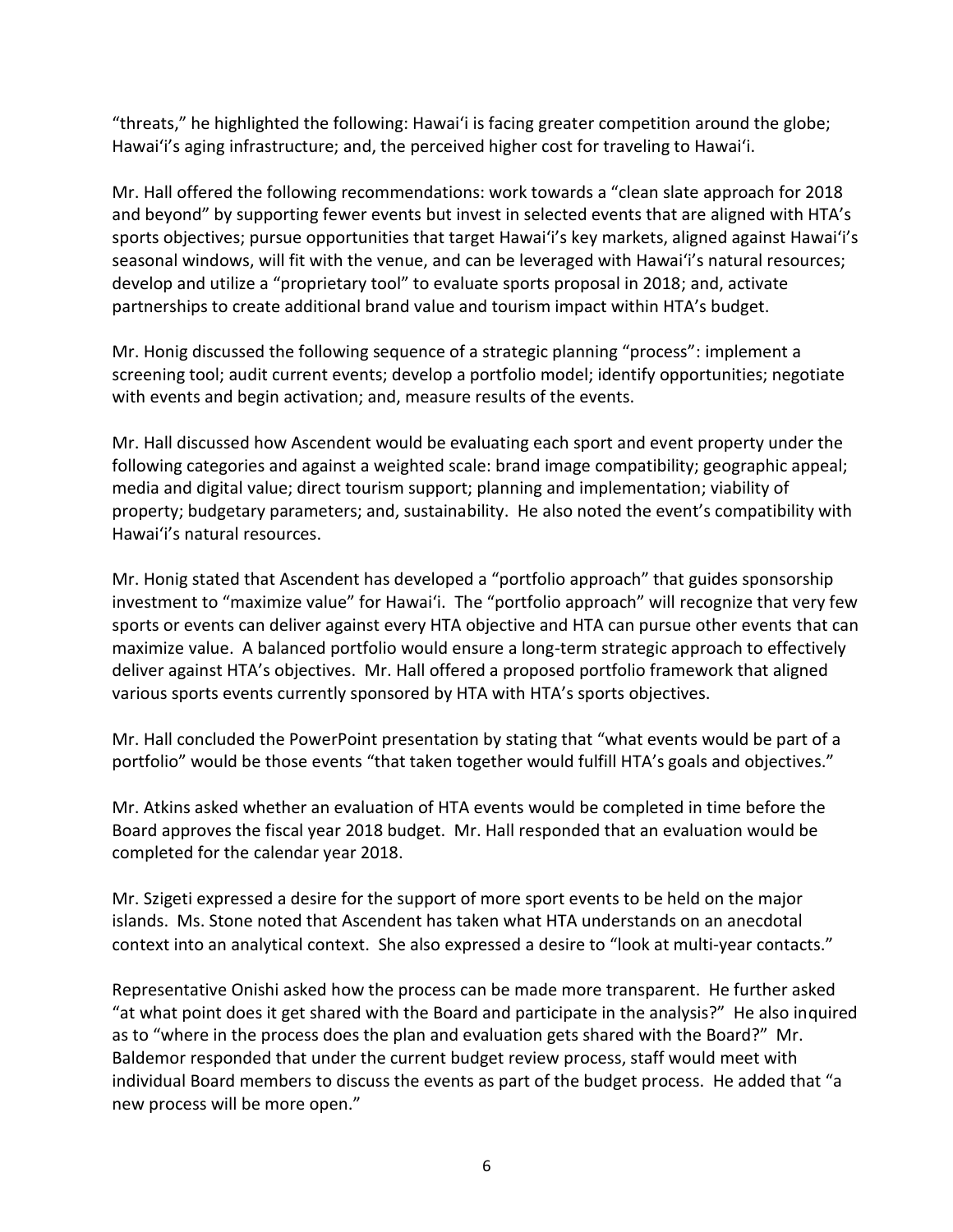"threats," he highlighted the following: Hawai'i is facing greater competition around the globe; Hawai'i's aging infrastructure; and, the perceived higher cost for traveling to Hawai'i.

Mr. Hall offered the following recommendations: work towards a "clean slate approach for 2018 and beyond" by supporting fewer events but invest in selected events that are aligned with HTA's sports objectives; pursue opportunities that target Hawai'i's key markets, aligned against Hawai'i's seasonal windows, will fit with the venue, and can be leveraged with Hawai'i's natural resources; develop and utilize a "proprietary tool" to evaluate sports proposal in 2018; and, activate partnerships to create additional brand value and tourism impact within HTA's budget.

Mr. Honig discussed the following sequence of a strategic planning "process": implement a screening tool; audit current events; develop a portfolio model; identify opportunities; negotiate with events and begin activation; and, measure results of the events.

Mr. Hall discussed how Ascendent would be evaluating each sport and event property under the following categories and against a weighted scale: brand image compatibility; geographic appeal; media and digital value; direct tourism support; planning and implementation; viability of property; budgetary parameters; and, sustainability. He also noted the event's compatibility with Hawai'i's natural resources.

Mr. Honig stated that Ascendent has developed a "portfolio approach" that guides sponsorship investment to "maximize value" for Hawai'i. The "portfolio approach" will recognize that very few sports or events can deliver against every HTA objective and HTA can pursue other events that can maximize value. A balanced portfolio would ensure a long-term strategic approach to effectively deliver against HTA's objectives. Mr. Hall offered a proposed portfolio framework that aligned various sports events currently sponsored by HTA with HTA's sports objectives.

Mr. Hall concluded the PowerPoint presentation by stating that "what events would be part of a portfolio" would be those events "that taken together would fulfill HTA's goals and objectives."

Mr. Atkins asked whether an evaluation of HTA events would be completed in time before the Board approves the fiscal year 2018 budget. Mr. Hall responded that an evaluation would be completed for the calendar year 2018.

Mr. Szigeti expressed a desire for the support of more sport events to be held on the major islands. Ms. Stone noted that Ascendent has taken what HTA understands on an anecdotal context into an analytical context. She also expressed a desire to "look at multi-year contacts."

Representative Onishi asked how the process can be made more transparent. He further asked "at what point does it get shared with the Board and participate in the analysis?" He also inquired as to "where in the process does the plan and evaluation gets shared with the Board?" Mr. Baldemor responded that under the current budget review process, staff would meet with individual Board members to discuss the events as part of the budget process. He added that "a new process will be more open."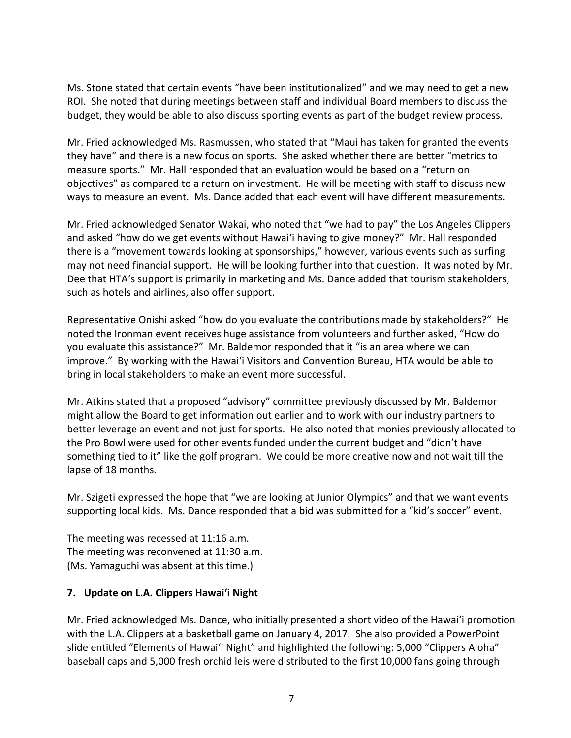Ms. Stone stated that certain events "have been institutionalized" and we may need to get a new ROI. She noted that during meetings between staff and individual Board members to discuss the budget, they would be able to also discuss sporting events as part of the budget review process.

Mr. Fried acknowledged Ms. Rasmussen, who stated that "Maui has taken for granted the events they have" and there is a new focus on sports. She asked whether there are better "metrics to measure sports." Mr. Hall responded that an evaluation would be based on a "return on objectives" as compared to a return on investment. He will be meeting with staff to discuss new ways to measure an event. Ms. Dance added that each event will have different measurements.

Mr. Fried acknowledged Senator Wakai, who noted that "we had to pay" the Los Angeles Clippers and asked "how do we get events without Hawai'i having to give money?" Mr. Hall responded there is a "movement towards looking at sponsorships," however, various events such as surfing may not need financial support. He will be looking further into that question. It was noted by Mr. Dee that HTA's support is primarily in marketing and Ms. Dance added that tourism stakeholders, such as hotels and airlines, also offer support.

Representative Onishi asked "how do you evaluate the contributions made by stakeholders?" He noted the Ironman event receives huge assistance from volunteers and further asked, "How do you evaluate this assistance?" Mr. Baldemor responded that it "is an area where we can improve." By working with the Hawai'i Visitors and Convention Bureau, HTA would be able to bring in local stakeholders to make an event more successful.

Mr. Atkins stated that a proposed "advisory" committee previously discussed by Mr. Baldemor might allow the Board to get information out earlier and to work with our industry partners to better leverage an event and not just for sports. He also noted that monies previously allocated to the Pro Bowl were used for other events funded under the current budget and "didn't have something tied to it" like the golf program. We could be more creative now and not wait till the lapse of 18 months.

Mr. Szigeti expressed the hope that "we are looking at Junior Olympics" and that we want events supporting local kids. Ms. Dance responded that a bid was submitted for a "kid's soccer" event.

The meeting was recessed at 11:16 a.m.
The meeting was reconvened at 11:30 a.m.
(Ms. Yamaguchi was absent at this time.)

**7. Update on L.A. Clippers Hawai'i Night**

Mr. Fried acknowledged Ms. Dance, who initially presented a short video of the Hawai'i promotion with the L.A. Clippers at a basketball game on January 4, 2017. She also provided a PowerPoint slide entitled "Elements of Hawai'i Night" and highlighted the following: 5,000 "Clippers Aloha" baseball caps and 5,000 fresh orchid leis were distributed to the first 10,000 fans going through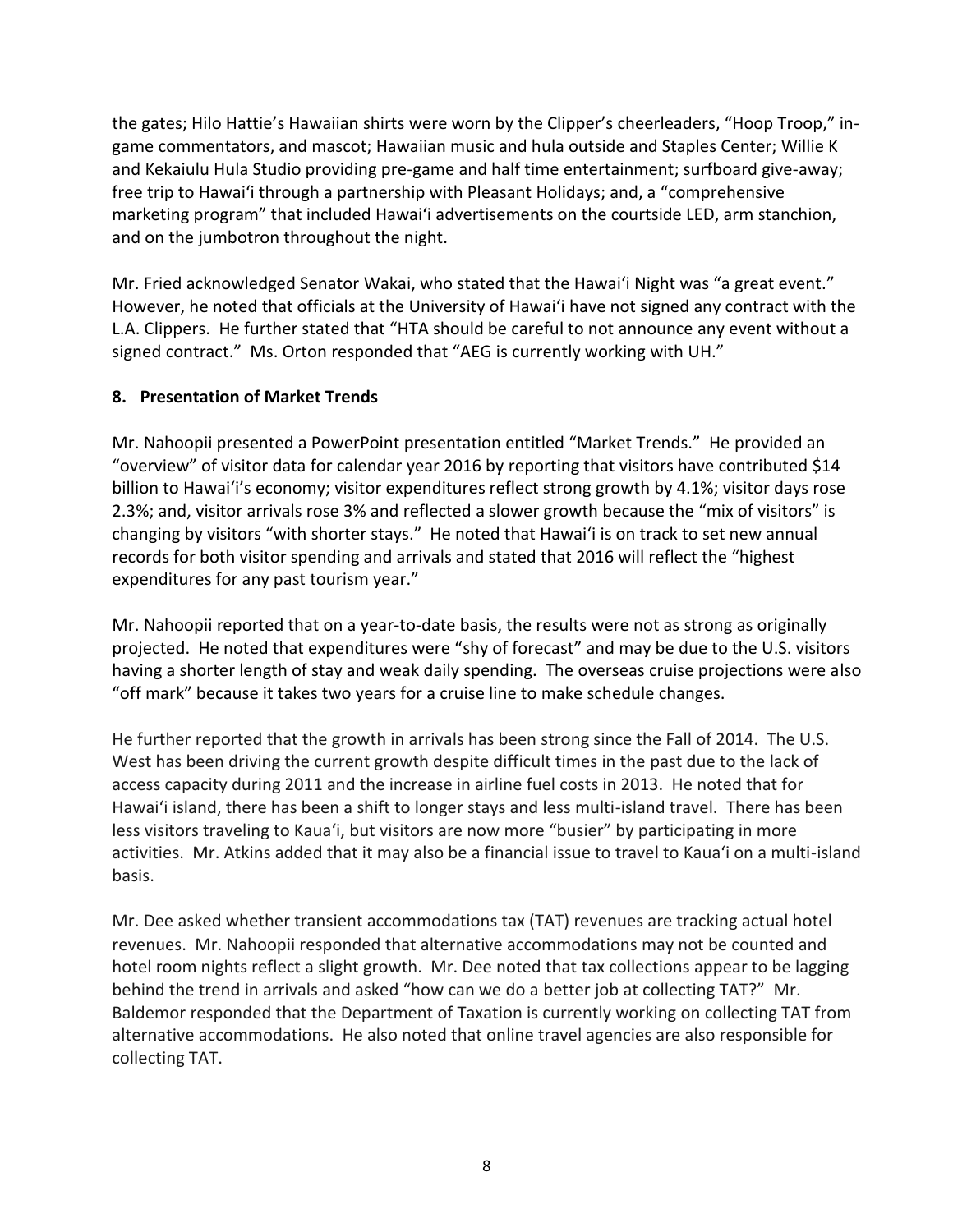the gates; Hilo Hattie's Hawaiian shirts were worn by the Clipper's cheerleaders, "Hoop Troop," in-game commentators, and mascot; Hawaiian music and hula outside and Staples Center; Willie K and Kekaiulu Hula Studio providing pre-game and half time entertainment; surfboard give-away; free trip to Hawai'i through a partnership with Pleasant Holidays; and, a "comprehensive marketing program" that included Hawai'i advertisements on the courtside LED, arm stanchion, and on the jumbotron throughout the night.

Mr. Fried acknowledged Senator Wakai, who stated that the Hawai'i Night was "a great event." However, he noted that officials at the University of Hawai'i have not signed any contract with the L.A. Clippers. He further stated that "HTA should be careful to not announce any event without a signed contract." Ms. Orton responded that "AEG is currently working with UH."

**8. Presentation of Market Trends**

Mr. Nahoopii presented a PowerPoint presentation entitled "Market Trends." He provided an "overview" of visitor data for calendar year 2016 by reporting that visitors have contributed $14 billion to Hawai'i's economy; visitor expenditures reflect strong growth by 4.1%; visitor days rose 2.3%; and, visitor arrivals rose 3% and reflected a slower growth because the "mix of visitors" is changing by visitors "with shorter stays." He noted that Hawai'i is on track to set new annual records for both visitor spending and arrivals and stated that 2016 will reflect the "highest expenditures for any past tourism year."

Mr. Nahoopii reported that on a year-to-date basis, the results were not as strong as originally projected. He noted that expenditures were "shy of forecast" and may be due to the U.S. visitors having a shorter length of stay and weak daily spending. The overseas cruise projections were also "off mark" because it takes two years for a cruise line to make schedule changes.

He further reported that the growth in arrivals has been strong since the Fall of 2014. The U.S. West has been driving the current growth despite difficult times in the past due to the lack of access capacity during 2011 and the increase in airline fuel costs in 2013. He noted that for Hawai'i island, there has been a shift to longer stays and less multi-island travel. There has been less visitors traveling to Kaua'i, but visitors are now more "busier" by participating in more activities. Mr. Atkins added that it may also be a financial issue to travel to Kaua'i on a multi-island basis.

Mr. Dee asked whether transient accommodations tax (TAT) revenues are tracking actual hotel revenues. Mr. Nahoopii responded that alternative accommodations may not be counted and hotel room nights reflect a slight growth. Mr. Dee noted that tax collections appear to be lagging behind the trend in arrivals and asked "how can we do a better job at collecting TAT?" Mr. Baldemor responded that the Department of Taxation is currently working on collecting TAT from alternative accommodations. He also noted that online travel agencies are also responsible for collecting TAT.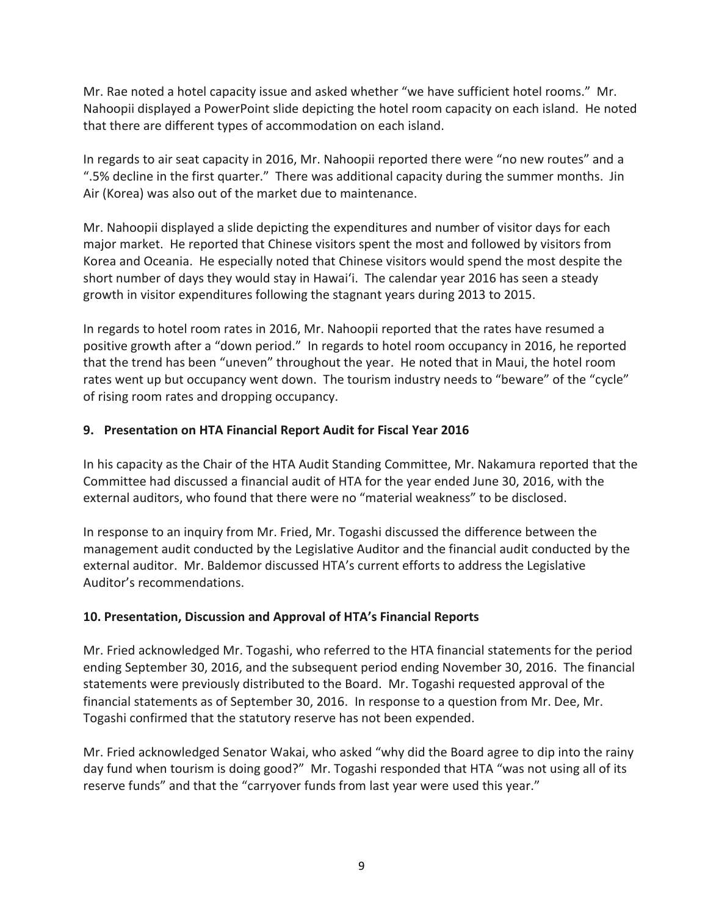Mr. Rae noted a hotel capacity issue and asked whether "we have sufficient hotel rooms." Mr. Nahoopii displayed a PowerPoint slide depicting the hotel room capacity on each island. He noted that there are different types of accommodation on each island.

In regards to air seat capacity in 2016, Mr. Nahoopii reported there were "no new routes" and a ".5% decline in the first quarter." There was additional capacity during the summer months. Jin Air (Korea) was also out of the market due to maintenance.

Mr. Nahoopii displayed a slide depicting the expenditures and number of visitor days for each major market. He reported that Chinese visitors spent the most and followed by visitors from Korea and Oceania. He especially noted that Chinese visitors would spend the most despite the short number of days they would stay in Hawai'i. The calendar year 2016 has seen a steady growth in visitor expenditures following the stagnant years during 2013 to 2015.

In regards to hotel room rates in 2016, Mr. Nahoopii reported that the rates have resumed a positive growth after a "down period." In regards to hotel room occupancy in 2016, he reported that the trend has been "uneven" throughout the year. He noted that in Maui, the hotel room rates went up but occupancy went down. The tourism industry needs to "beware" of the "cycle" of rising room rates and dropping occupancy.

### 9. Presentation on HTA Financial Report Audit for Fiscal Year 2016

In his capacity as the Chair of the HTA Audit Standing Committee, Mr. Nakamura reported that the Committee had discussed a financial audit of HTA for the year ended June 30, 2016, with the external auditors, who found that there were no "material weakness" to be disclosed.

In response to an inquiry from Mr. Fried, Mr. Togashi discussed the difference between the management audit conducted by the Legislative Auditor and the financial audit conducted by the external auditor. Mr. Baldemor discussed HTA's current efforts to address the Legislative Auditor's recommendations.

### 10. Presentation, Discussion and Approval of HTA's Financial Reports

Mr. Fried acknowledged Mr. Togashi, who referred to the HTA financial statements for the period ending September 30, 2016, and the subsequent period ending November 30, 2016. The financial statements were previously distributed to the Board. Mr. Togashi requested approval of the financial statements as of September 30, 2016. In response to a question from Mr. Dee, Mr. Togashi confirmed that the statutory reserve has not been expended.

Mr. Fried acknowledged Senator Wakai, who asked "why did the Board agree to dip into the rainy day fund when tourism is doing good?" Mr. Togashi responded that HTA "was not using all of its reserve funds" and that the "carryover funds from last year were used this year."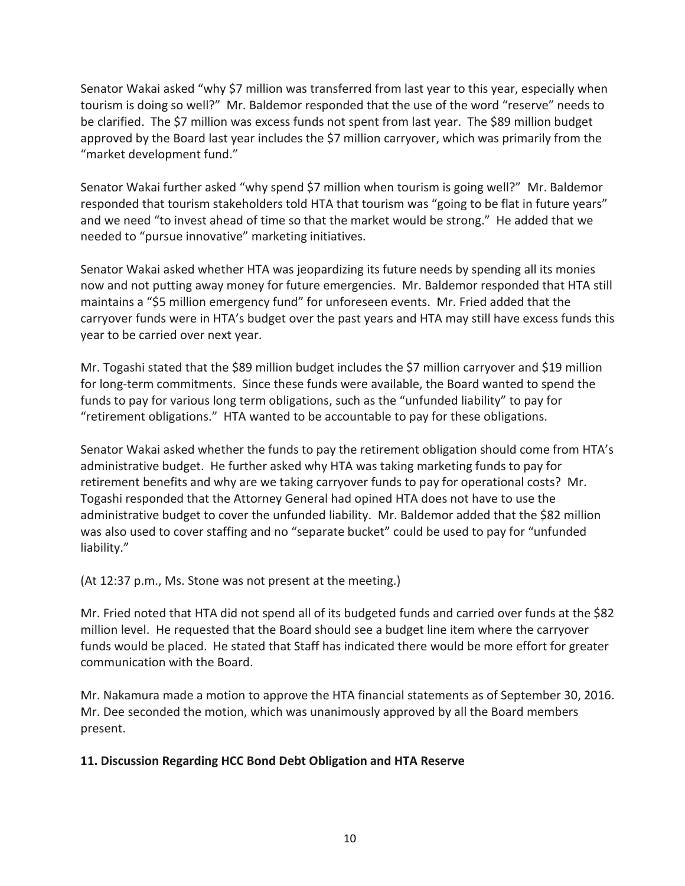Senator Wakai asked "why $7 million was transferred from last year to this year, especially when tourism is doing so well?" Mr. Baldemor responded that the use of the word "reserve" needs to be clarified. The $7 million was excess funds not spent from last year. The $89 million budget approved by the Board last year includes the $7 million carryover, which was primarily from the "market development fund."

Senator Wakai further asked "why spend $7 million when tourism is going well?" Mr. Baldemor responded that tourism stakeholders told HTA that tourism was "going to be flat in future years" and we need "to invest ahead of time so that the market would be strong." He added that we needed to "pursue innovative" marketing initiatives.

Senator Wakai asked whether HTA was jeopardizing its future needs by spending all its monies now and not putting away money for future emergencies. Mr. Baldemor responded that HTA still maintains a "$5 million emergency fund" for unforeseen events. Mr. Fried added that the carryover funds were in HTA's budget over the past years and HTA may still have excess funds this year to be carried over next year.

Mr. Togashi stated that the $89 million budget includes the $7 million carryover and $19 million for long-term commitments. Since these funds were available, the Board wanted to spend the funds to pay for various long term obligations, such as the "unfunded liability" to pay for "retirement obligations." HTA wanted to be accountable to pay for these obligations.

Senator Wakai asked whether the funds to pay the retirement obligation should come from HTA's administrative budget. He further asked why HTA was taking marketing funds to pay for retirement benefits and why are we taking carryover funds to pay for operational costs? Mr. Togashi responded that the Attorney General had opined HTA does not have to use the administrative budget to cover the unfunded liability. Mr. Baldemor added that the $82 million was also used to cover staffing and no "separate bucket" could be used to pay for "unfunded liability."

(At 12:37 p.m., Ms. Stone was not present at the meeting.)

Mr. Fried noted that HTA did not spend all of its budgeted funds and carried over funds at the $82 million level. He requested that the Board should see a budget line item where the carryover funds would be placed. He stated that Staff has indicated there would be more effort for greater communication with the Board.

Mr. Nakamura made a motion to approve the HTA financial statements as of September 30, 2016. Mr. Dee seconded the motion, which was unanimously approved by all the Board members present.

**11. Discussion Regarding HCC Bond Debt Obligation and HTA Reserve**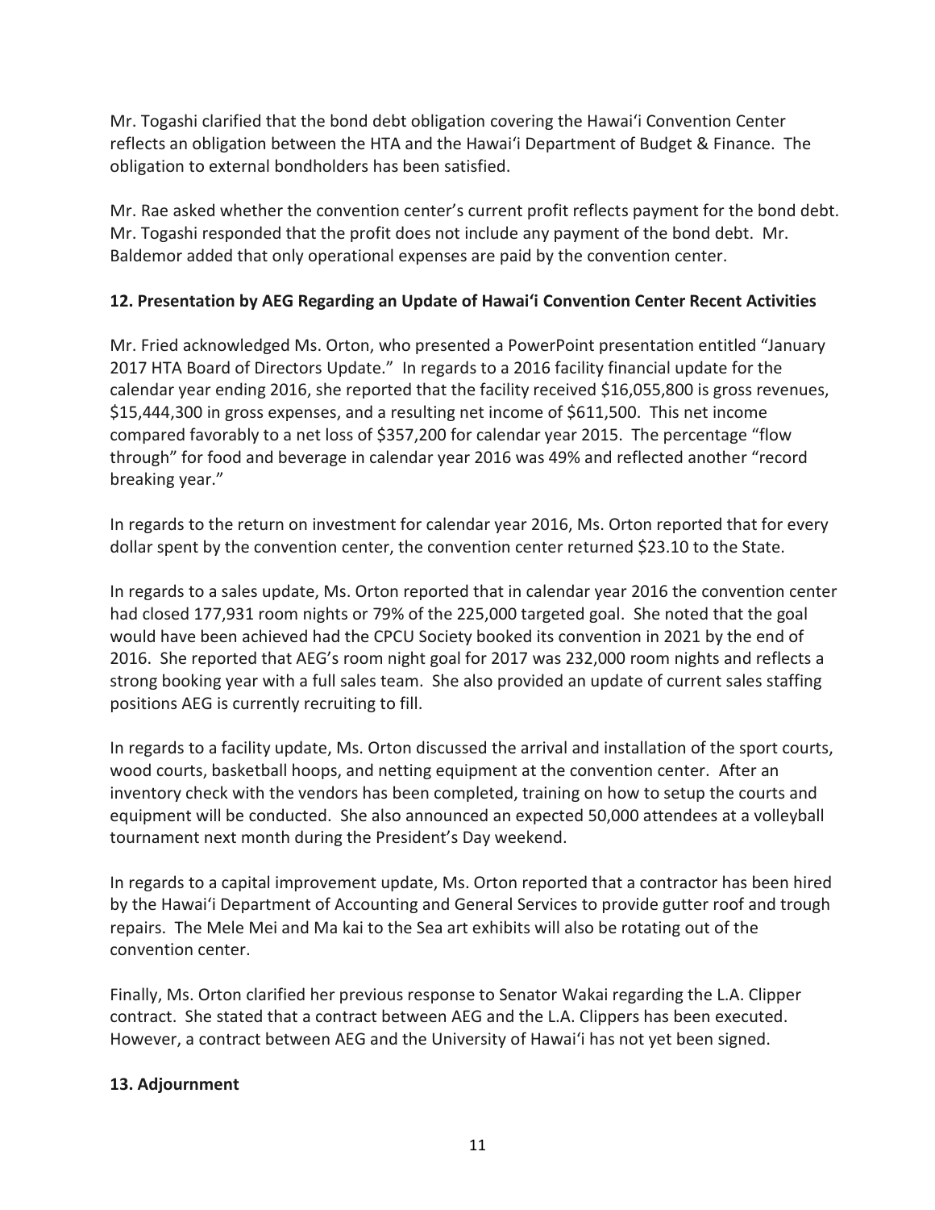Mr. Togashi clarified that the bond debt obligation covering the Hawaiʻi Convention Center reflects an obligation between the HTA and the Hawaiʻi Department of Budget & Finance. The obligation to external bondholders has been satisfied.

Mr. Rae asked whether the convention center's current profit reflects payment for the bond debt. Mr. Togashi responded that the profit does not include any payment of the bond debt. Mr. Baldemor added that only operational expenses are paid by the convention center.

**12. Presentation by AEG Regarding an Update of Hawaiʻi Convention Center Recent Activities**

Mr. Fried acknowledged Ms. Orton, who presented a PowerPoint presentation entitled "January 2017 HTA Board of Directors Update." In regards to a 2016 facility financial update for the calendar year ending 2016, she reported that the facility received $16,055,800 is gross revenues, $15,444,300 in gross expenses, and a resulting net income of $611,500. This net income compared favorably to a net loss of $357,200 for calendar year 2015. The percentage "flow through" for food and beverage in calendar year 2016 was 49% and reflected another "record breaking year."

In regards to the return on investment for calendar year 2016, Ms. Orton reported that for every dollar spent by the convention center, the convention center returned $23.10 to the State.

In regards to a sales update, Ms. Orton reported that in calendar year 2016 the convention center had closed 177,931 room nights or 79% of the 225,000 targeted goal. She noted that the goal would have been achieved had the CPCU Society booked its convention in 2021 by the end of 2016. She reported that AEG's room night goal for 2017 was 232,000 room nights and reflects a strong booking year with a full sales team. She also provided an update of current sales staffing positions AEG is currently recruiting to fill.

In regards to a facility update, Ms. Orton discussed the arrival and installation of the sport courts, wood courts, basketball hoops, and netting equipment at the convention center. After an inventory check with the vendors has been completed, training on how to setup the courts and equipment will be conducted. She also announced an expected 50,000 attendees at a volleyball tournament next month during the President's Day weekend.

In regards to a capital improvement update, Ms. Orton reported that a contractor has been hired by the Hawaiʻi Department of Accounting and General Services to provide gutter roof and trough repairs. The Mele Mei and Ma kai to the Sea art exhibits will also be rotating out of the convention center.

Finally, Ms. Orton clarified her previous response to Senator Wakai regarding the L.A. Clipper contract. She stated that a contract between AEG and the L.A. Clippers has been executed. However, a contract between AEG and the University of Hawaiʻi has not yet been signed.

**13. Adjournment**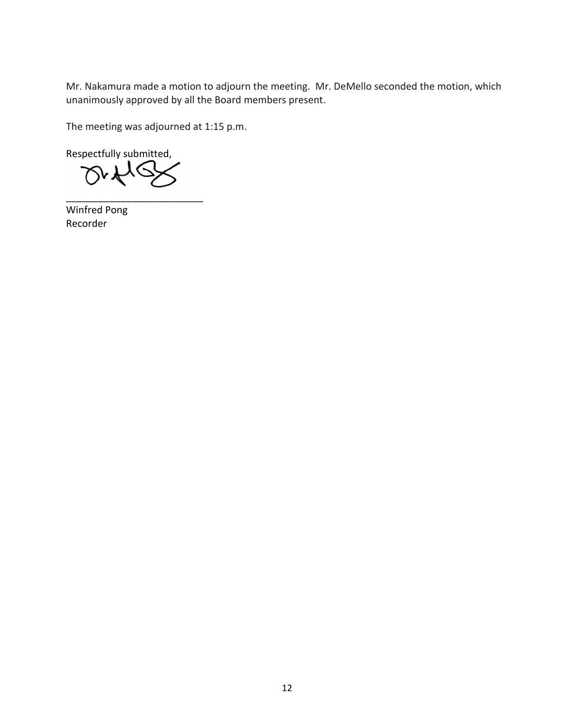Mr. Nakamura made a motion to adjourn the meeting. Mr. DeMello seconded the motion, which unanimously approved by all the Board members present.

The meeting was adjourned at 1:15 p.m.

Respectfully submitted,

\_\_\_\_\_\_\_\_\_\_\_\_\_\_\_\_\_\_\_\_\_\_\_\_\_

Winfred Pong
Recorder